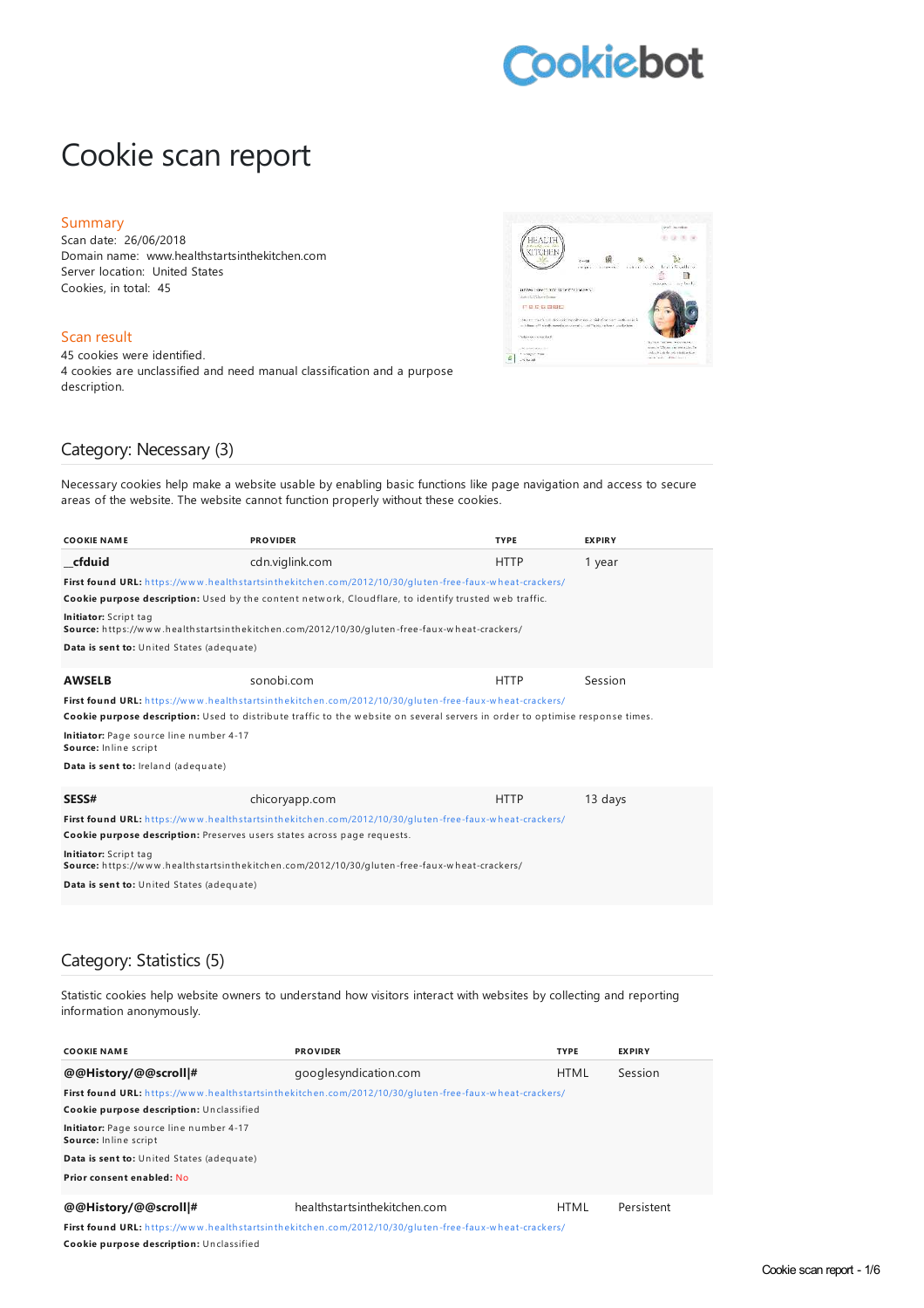# Cookie scan report

## Summary

Scan date: 26/06/2018
Domain name: www.healthstartsinthekitchen.com
Server location: United States
Cookies, in total: 45

## Scan result

45 cookies were identified.
4 cookies are unclassified and need manual classification and a purpose description.

## Category: Necessary (3)

Necessary cookies help make a website usable by enabling basic functions like page navigation and access to secure areas of the website. The website cannot function properly without these cookies.

| COOKIE NAME | PROVIDER | TYPE | EXPIRY |
|---|---|---|---|
| **__cfduid** | cdn.viglink.com | HTTP | 1 year |

**First found URL:** https://www.healthstartsinthekitchen.com/2012/10/30/gluten-free-faux-wheat-crackers/
**Cookie purpose description:** Used by the content network, Cloudflare, to identify trusted web traffic.
**Initiator:** Script tag
**Source:** https://www.healthstartsinthekitchen.com/2012/10/30/gluten-free-faux-wheat-crackers/
**Data is sent to:** United States (adequate)

| COOKIE NAME | PROVIDER | TYPE | EXPIRY |
|---|---|---|---|
| **AWSELB** | sonobi.com | HTTP | Session |

**First found URL:** https://www.healthstartsinthekitchen.com/2012/10/30/gluten-free-faux-wheat-crackers/
**Cookie purpose description:** Used to distribute traffic to the website on several servers in order to optimise response times.
**Initiator:** Page source line number 4-17
**Source:** Inline script
**Data is sent to:** Ireland (adequate)

| COOKIE NAME | PROVIDER | TYPE | EXPIRY |
|---|---|---|---|
| **SESS#** | chicoryapp.com | HTTP | 13 days |

**First found URL:** https://www.healthstartsinthekitchen.com/2012/10/30/gluten-free-faux-wheat-crackers/
**Cookie purpose description:** Preserves users states across page requests.
**Initiator:** Script tag
**Source:** https://www.healthstartsinthekitchen.com/2012/10/30/gluten-free-faux-wheat-crackers/
**Data is sent to:** United States (adequate)

## Category: Statistics (5)

Statistic cookies help website owners to understand how visitors interact with websites by collecting and reporting information anonymously.

| COOKIE NAME | PROVIDER | TYPE | EXPIRY |
|---|---|---|---|
| **@@History/@@scroll\|#** | googlesyndication.com | HTML | Session |

**First found URL:** https://www.healthstartsinthekitchen.com/2012/10/30/gluten-free-faux-wheat-crackers/
**Cookie purpose description:** Unclassified
**Initiator:** Page source line number 4-17
**Source:** Inline script
**Data is sent to:** United States (adequate)
**Prior consent enabled:** No

| COOKIE NAME | PROVIDER | TYPE | EXPIRY |
|---|---|---|---|
| **@@History/@@scroll\|#** | healthstartsinthekitchen.com | HTML | Persistent |

**First found URL:** https://www.healthstartsinthekitchen.com/2012/10/30/gluten-free-faux-wheat-crackers/
**Cookie purpose description:** Unclassified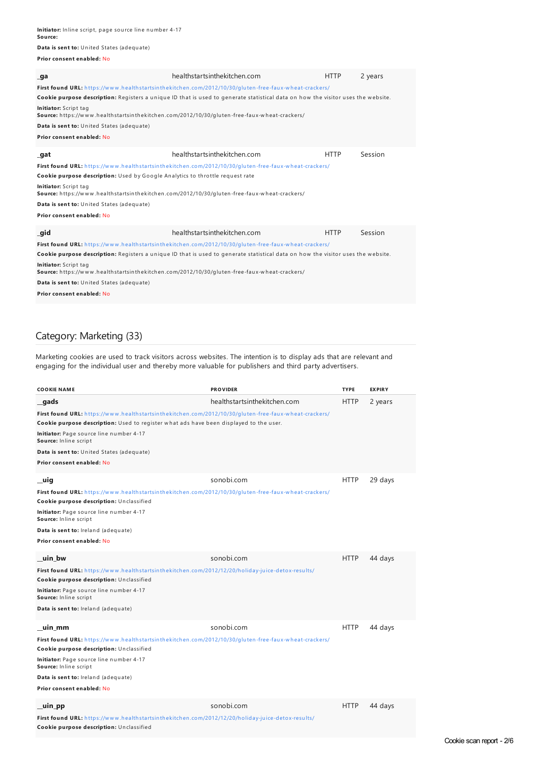**Initiator:** Inline script, page source line number 4-17
**Source:**

**Data is sent to:** United States (adequate)

**Prior consent enabled:** No

| | | | |
|---|---|---|---|
| **_ga** | healthstartsinthekitchen.com | HTTP | 2 years |

**First found URL:** https://www.healthstartsinthekitchen.com/2012/10/30/gluten-free-faux-wheat-crackers/

**Cookie purpose description:** Registers a unique ID that is used to generate statistical data on how the visitor uses the website.

**Initiator:** Script tag
**Source:** https://www.healthstartsinthekitchen.com/2012/10/30/gluten-free-faux-wheat-crackers/

**Data is sent to:** United States (adequate)

**Prior consent enabled:** No

| | | | |
|---|---|---|---|
| **_gat** | healthstartsinthekitchen.com | HTTP | Session |

**First found URL:** https://www.healthstartsinthekitchen.com/2012/10/30/gluten-free-faux-wheat-crackers/

**Cookie purpose description:** Used by Google Analytics to throttle request rate

**Initiator:** Script tag
**Source:** https://www.healthstartsinthekitchen.com/2012/10/30/gluten-free-faux-wheat-crackers/

**Data is sent to:** United States (adequate)

**Prior consent enabled:** No

| | | | |
|---|---|---|---|
| **_gid** | healthstartsinthekitchen.com | HTTP | Session |

**First found URL:** https://www.healthstartsinthekitchen.com/2012/10/30/gluten-free-faux-wheat-crackers/

**Cookie purpose description:** Registers a unique ID that is used to generate statistical data on how the visitor uses the website.

**Initiator:** Script tag
**Source:** https://www.healthstartsinthekitchen.com/2012/10/30/gluten-free-faux-wheat-crackers/

**Data is sent to:** United States (adequate)

**Prior consent enabled:** No

## Category: Marketing (33)

Marketing cookies are used to track visitors across websites. The intention is to display ads that are relevant and engaging for the individual user and thereby more valuable for publishers and third party advertisers.

| COOKIE NAME | PROVIDER | TYPE | EXPIRY |
|---|---|---|---|
| **__gads** | healthstartsinthekitchen.com | HTTP | 2 years |

**First found URL:** https://www.healthstartsinthekitchen.com/2012/10/30/gluten-free-faux-wheat-crackers/

**Cookie purpose description:** Used to register what ads have been displayed to the user.

**Initiator:** Page source line number 4-17
**Source:** Inline script

**Data is sent to:** United States (adequate)

**Prior consent enabled:** No

| | | | |
|---|---|---|---|
| **__uig** | sonobi.com | HTTP | 29 days |

**First found URL:** https://www.healthstartsinthekitchen.com/2012/10/30/gluten-free-faux-wheat-crackers/

**Cookie purpose description:** Unclassified

**Initiator:** Page source line number 4-17
**Source:** Inline script

**Data is sent to:** Ireland (adequate)

**Prior consent enabled:** No

| | | | |
|---|---|---|---|
| **__uin_bw** | sonobi.com | HTTP | 44 days |

**First found URL:** https://www.healthstartsinthekitchen.com/2012/12/20/holiday-juice-detox-results/

**Cookie purpose description:** Unclassified

**Initiator:** Page source line number 4-17
**Source:** Inline script

**Data is sent to:** Ireland (adequate)

| | | | |
|---|---|---|---|
| **__uin_mm** | sonobi.com | HTTP | 44 days |

**First found URL:** https://www.healthstartsinthekitchen.com/2012/10/30/gluten-free-faux-wheat-crackers/

**Cookie purpose description:** Unclassified

**Initiator:** Page source line number 4-17
**Source:** Inline script

**Data is sent to:** Ireland (adequate)

**Prior consent enabled:** No

| | | | |
|---|---|---|---|
| **__uin_pp** | sonobi.com | HTTP | 44 days |

**First found URL:** https://www.healthstartsinthekitchen.com/2012/12/20/holiday-juice-detox-results/

**Cookie purpose description:** Unclassified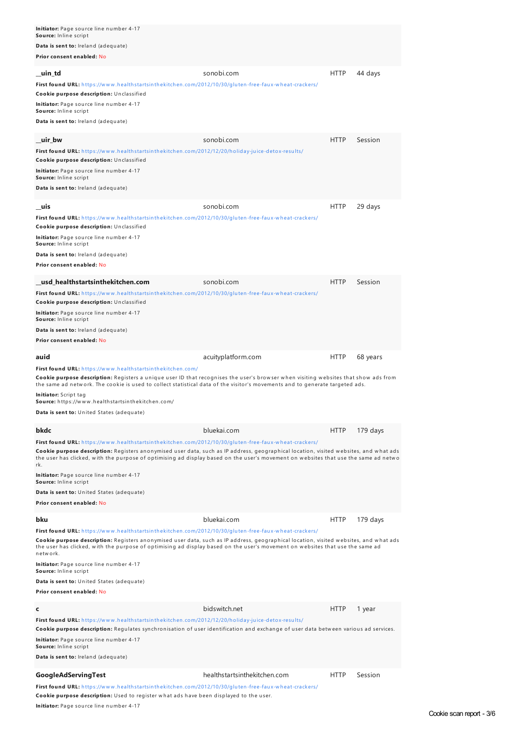**Initiator:** Page source line number 4-17
**Source:** Inline script

**Data is sent to:** Ireland (adequate)

**Prior consent enabled:** No

**__uin_td** sonobi.com HTTP 44 days

**First found URL:** https://www.healthstartsinthekitchen.com/2012/10/30/gluten-free-faux-wheat-crackers/

**Cookie purpose description:** Unclassified

**Initiator:** Page source line number 4-17
**Source:** Inline script

**Data is sent to:** Ireland (adequate)

**__uir_bw** sonobi.com HTTP Session

**First found URL:** https://www.healthstartsinthekitchen.com/2012/12/20/holiday-juice-detox-results/

**Cookie purpose description:** Unclassified

**Initiator:** Page source line number 4-17
**Source:** Inline script

**Data is sent to:** Ireland (adequate)

**__uis** sonobi.com HTTP 29 days

**First found URL:** https://www.healthstartsinthekitchen.com/2012/10/30/gluten-free-faux-wheat-crackers/

**Cookie purpose description:** Unclassified

**Initiator:** Page source line number 4-17
**Source:** Inline script

**Data is sent to:** Ireland (adequate)

**Prior consent enabled:** No

**__usd_healthstartsinthekitchen.com** sonobi.com HTTP Session

**First found URL:** https://www.healthstartsinthekitchen.com/2012/10/30/gluten-free-faux-wheat-crackers/

**Cookie purpose description:** Unclassified

**Initiator:** Page source line number 4-17
**Source:** Inline script

**Data is sent to:** Ireland (adequate)

**Prior consent enabled:** No

**auid** acuityplatform.com HTTP 68 years

**First found URL:** https://www.healthstartsinthekitchen.com/

**Cookie purpose description:** Registers a unique user ID that recognises the user's browser when visiting websites that show ads from the same ad network. The cookie is used to collect statistical data of the visitor's movements and to generate targeted ads.

**Initiator:** Script tag
**Source:** https://www.healthstartsinthekitchen.com/

**Data is sent to:** United States (adequate)

**bkdc** bluekai.com HTTP 179 days

**First found URL:** https://www.healthstartsinthekitchen.com/2012/10/30/gluten-free-faux-wheat-crackers/

**Cookie purpose description:** Registers anonymised user data, such as IP address, geographical location, visited websites, and what ads the user has clicked, with the purpose of optimising ad display based on the user's movement on websites that use the same ad network.

**Initiator:** Page source line number 4-17
**Source:** Inline script

**Data is sent to:** United States (adequate)

**Prior consent enabled:** No

**bku** bluekai.com HTTP 179 days

**First found URL:** https://www.healthstartsinthekitchen.com/2012/10/30/gluten-free-faux-wheat-crackers/

**Cookie purpose description:** Registers anonymised user data, such as IP address, geographical location, visited websites, and what ads the user has clicked, with the purpose of optimising ad display based on the user's movement on websites that use the same ad network.

**Initiator:** Page source line number 4-17
**Source:** Inline script

**Data is sent to:** United States (adequate)

**Prior consent enabled:** No

**c** bidswitch.net HTTP 1 year

**First found URL:** https://www.healthstartsinthekitchen.com/2012/12/20/holiday-juice-detox-results/

**Cookie purpose description:** Regulates synchronisation of user identification and exchange of user data between various ad services.

**Initiator:** Page source line number 4-17
**Source:** Inline script

**Data is sent to:** Ireland (adequate)

**GoogleAdServingTest** healthstartsinthekitchen.com HTTP Session

**First found URL:** https://www.healthstartsinthekitchen.com/2012/10/30/gluten-free-faux-wheat-crackers/

**Cookie purpose description:** Used to register what ads have been displayed to the user.

**Initiator:** Page source line number 4-17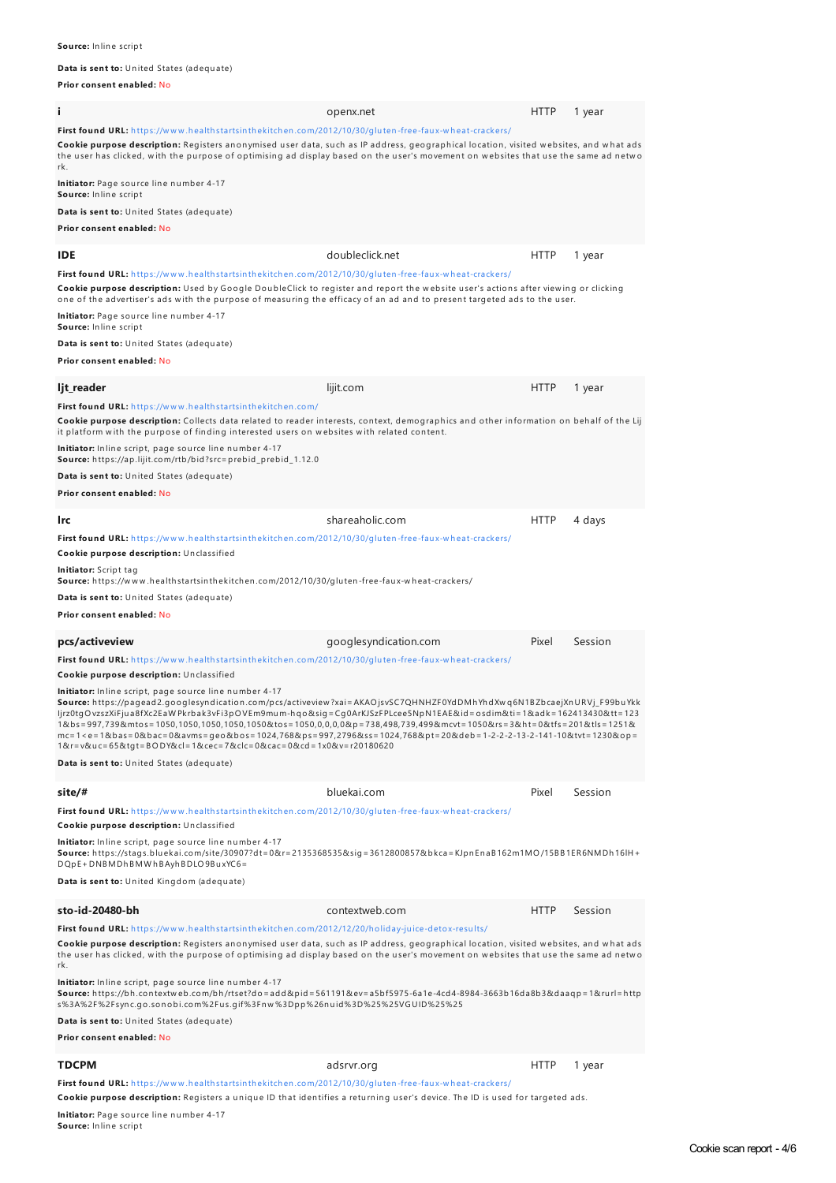**Source:** Inline script

**Data is sent to:** United States (adequate)

**Prior consent enabled:** No

| i | openx.net | HTTP | 1 year |
|---|---|---|---|

**First found URL:** https://www.healthstartsinthekitchen.com/2012/10/30/gluten-free-faux-wheat-crackers/

**Cookie purpose description:** Registers anonymised user data, such as IP address, geographical location, visited websites, and what ads the user has clicked, with the purpose of optimising ad display based on the user's movement on websites that use the same ad network.

**Initiator:** Page source line number 4-17
**Source:** Inline script

**Data is sent to:** United States (adequate)

**Prior consent enabled:** No

| IDE | doubleclick.net | HTTP | 1 year |
|---|---|---|---|

**First found URL:** https://www.healthstartsinthekitchen.com/2012/10/30/gluten-free-faux-wheat-crackers/

**Cookie purpose description:** Used by Google DoubleClick to register and report the website user's actions after viewing or clicking one of the advertiser's ads with the purpose of measuring the efficacy of an ad and to present targeted ads to the user.

**Initiator:** Page source line number 4-17
**Source:** Inline script

**Data is sent to:** United States (adequate)

**Prior consent enabled:** No

| ljt_reader | lijit.com | HTTP | 1 year |
|---|---|---|---|

**First found URL:** https://www.healthstartsinthekitchen.com/

**Cookie purpose description:** Collects data related to reader interests, context, demographics and other information on behalf of the Lijit platform with the purpose of finding interested users on websites with related content.

**Initiator:** Inline script, page source line number 4-17
**Source:** https://ap.lijit.com/rtb/bid?src=prebid_prebid_1.12.0

**Data is sent to:** United States (adequate)

**Prior consent enabled:** No

| lrc | shareaholic.com | HTTP | 4 days |
|---|---|---|---|

**First found URL:** https://www.healthstartsinthekitchen.com/2012/10/30/gluten-free-faux-wheat-crackers/

**Cookie purpose description:** Unclassified

**Initiator:** Script tag
**Source:** https://www.healthstartsinthekitchen.com/2012/10/30/gluten-free-faux-wheat-crackers/

**Data is sent to:** United States (adequate)

**Prior consent enabled:** No

| pcs/activeview | googlesyndication.com | Pixel | Session |
|---|---|---|---|

**First found URL:** https://www.healthstartsinthekitchen.com/2012/10/30/gluten-free-faux-wheat-crackers/

**Cookie purpose description:** Unclassified

**Initiator:** Inline script, page source line number 4-17
**Source:** https://pagead2.googlesyndication.com/pcs/activeview?xai=AKAOjsvSC7QHNHZF0YdDMhYhdXwq6N1BZbcaejXnURVj_F99buYkkljrz0tgOvzszXiFjua8fXc2EaWPkrbak3vFi3pOVEm9mum-hqo&sig=Cg0ArKJSzFPLcee5NpN1EAE&id=osdim&ti=1&adk=162413430&tt=1231&bs=997,739&mtos=1050,1050,1050,1050,1050&tos=1050,0,0,0,0&p=738,498,739,499&mcvt=1050&rs=3&ht=0&tfs=201&tls=1251&mc=1<e=1&bas=0&bac=0&avms=geo&bos=1024,768&ps=997,2796&ss=1024,768&pt=20&deb=1-2-2-13-2-141-10&tvt=1230&op=1&r=v&uc=65&tgt=BODY&cl=1&cec=7&clc=0&cac=0&cd=1x0&v=r20180620

**Data is sent to:** United States (adequate)

| site/# | bluekai.com | Pixel | Session |
|---|---|---|---|

**First found URL:** https://www.healthstartsinthekitchen.com/2012/10/30/gluten-free-faux-wheat-crackers/

**Cookie purpose description:** Unclassified

**Initiator:** Inline script, page source line number 4-17
**Source:** https://stags.bluekai.com/site/30907?dt=0&r=2135368535&sig=3612800857&bkca=KJpnEnaB162m1MO/15BB1ER6NMDh16lH+DQpE+DNBMDhBMWhBAyhBDLO9BuxYC6=

**Data is sent to:** United Kingdom (adequate)

| sto-id-20480-bh | contextweb.com | HTTP | Session |
|---|---|---|---|

**First found URL:** https://www.healthstartsinthekitchen.com/2012/12/20/holiday-juice-detox-results/

**Cookie purpose description:** Registers anonymised user data, such as IP address, geographical location, visited websites, and what ads the user has clicked, with the purpose of optimising ad display based on the user's movement on websites that use the same ad network.

**Initiator:** Inline script, page source line number 4-17
**Source:** https://bh.contextweb.com/bh/rtset?do=add&pid=561191&ev=a5bf5975-6a1e-4cd4-8984-3663b16da8b3&daaqp=1&rurl=https%3A%2F%2Fsync.go.sonobi.com%2Fus.gif%3Fnw%3Dpp%26nuid%3D%25%25VGUID%25%25

**Data is sent to:** United States (adequate)

**Prior consent enabled:** No

| TDCPM | adsrvr.org | HTTP | 1 year |
|---|---|---|---|

**First found URL:** https://www.healthstartsinthekitchen.com/2012/10/30/gluten-free-faux-wheat-crackers/

**Cookie purpose description:** Registers a unique ID that identifies a returning user's device. The ID is used for targeted ads.

**Initiator:** Page source line number 4-17
**Source:** Inline script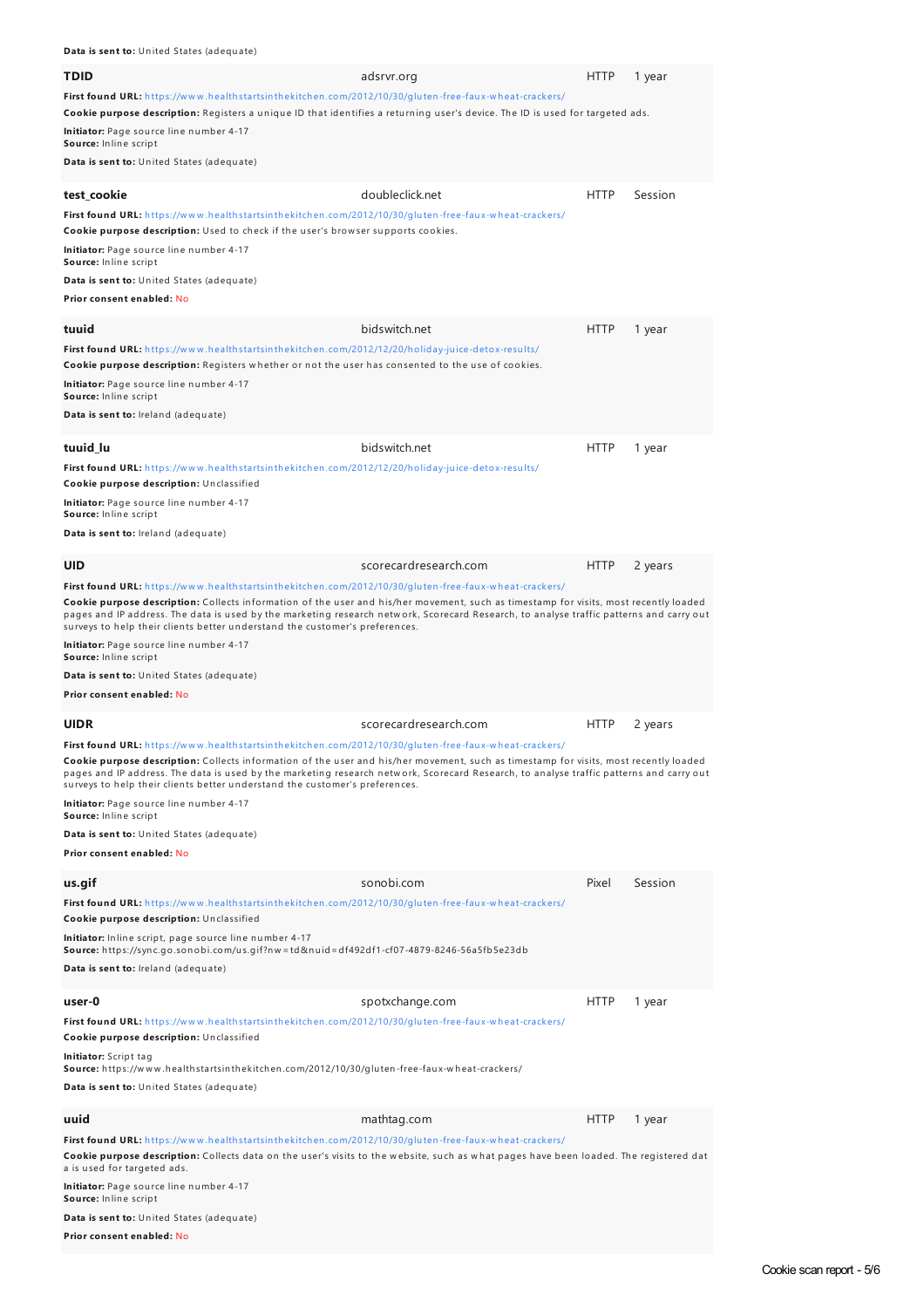**Data is sent to:** United States (adequate)

**TDID** | adsrvr.org | HTTP | 1 year

**First found URL:** https://www.healthstartsinthekitchen.com/2012/10/30/gluten-free-faux-wheat-crackers/

**Cookie purpose description:** Registers a unique ID that identifies a returning user's device. The ID is used for targeted ads.

**Initiator:** Page source line number 4-17
**Source:** Inline script

**Data is sent to:** United States (adequate)

**test_cookie** | doubleclick.net | HTTP | Session

**First found URL:** https://www.healthstartsinthekitchen.com/2012/10/30/gluten-free-faux-wheat-crackers/

**Cookie purpose description:** Used to check if the user's browser supports cookies.

**Initiator:** Page source line number 4-17
**Source:** Inline script

**Data is sent to:** United States (adequate)

**Prior consent enabled:** No

**tuuid** | bidswitch.net | HTTP | 1 year

**First found URL:** https://www.healthstartsinthekitchen.com/2012/12/20/holiday-juice-detox-results/

**Cookie purpose description:** Registers whether or not the user has consented to the use of cookies.

**Initiator:** Page source line number 4-17
**Source:** Inline script

**Data is sent to:** Ireland (adequate)

**tuuid_lu** | bidswitch.net | HTTP | 1 year

**First found URL:** https://www.healthstartsinthekitchen.com/2012/12/20/holiday-juice-detox-results/

**Cookie purpose description:** Unclassified

**Initiator:** Page source line number 4-17
**Source:** Inline script

**Data is sent to:** Ireland (adequate)

**UID** | scorecardresearch.com | HTTP | 2 years

**First found URL:** https://www.healthstartsinthekitchen.com/2012/10/30/gluten-free-faux-wheat-crackers/

**Cookie purpose description:** Collects information of the user and his/her movement, such as timestamp for visits, most recently loaded pages and IP address. The data is used by the marketing research network, Scorecard Research, to analyse traffic patterns and carry out surveys to help their clients better understand the customer's preferences.

**Initiator:** Page source line number 4-17
**Source:** Inline script

**Data is sent to:** United States (adequate)

**Prior consent enabled:** No

**UIDR** | scorecardresearch.com | HTTP | 2 years

**First found URL:** https://www.healthstartsinthekitchen.com/2012/10/30/gluten-free-faux-wheat-crackers/

**Cookie purpose description:** Collects information of the user and his/her movement, such as timestamp for visits, most recently loaded pages and IP address. The data is used by the marketing research network, Scorecard Research, to analyse traffic patterns and carry out surveys to help their clients better understand the customer's preferences.

**Initiator:** Page source line number 4-17
**Source:** Inline script

**Data is sent to:** United States (adequate)

**Prior consent enabled:** No

**us.gif** | sonobi.com | Pixel | Session

**First found URL:** https://www.healthstartsinthekitchen.com/2012/10/30/gluten-free-faux-wheat-crackers/

**Cookie purpose description:** Unclassified

**Initiator:** Inline script, page source line number 4-17
**Source:** https://sync.go.sonobi.com/us.gif?nw=td&nuid=df492df1-cf07-4879-8246-56a5fb5e23db

**Data is sent to:** Ireland (adequate)

**user-0** | spotxchange.com | HTTP | 1 year

**First found URL:** https://www.healthstartsinthekitchen.com/2012/10/30/gluten-free-faux-wheat-crackers/

**Cookie purpose description:** Unclassified

**Initiator:** Script tag
**Source:** https://www.healthstartsinthekitchen.com/2012/10/30/gluten-free-faux-wheat-crackers/

**Data is sent to:** United States (adequate)

**uuid** | mathtag.com | HTTP | 1 year

**First found URL:** https://www.healthstartsinthekitchen.com/2012/10/30/gluten-free-faux-wheat-crackers/

**Cookie purpose description:** Collects data on the user's visits to the website, such as what pages have been loaded. The registered data is used for targeted ads.

**Initiator:** Page source line number 4-17
**Source:** Inline script

**Data is sent to:** United States (adequate)

**Prior consent enabled:** No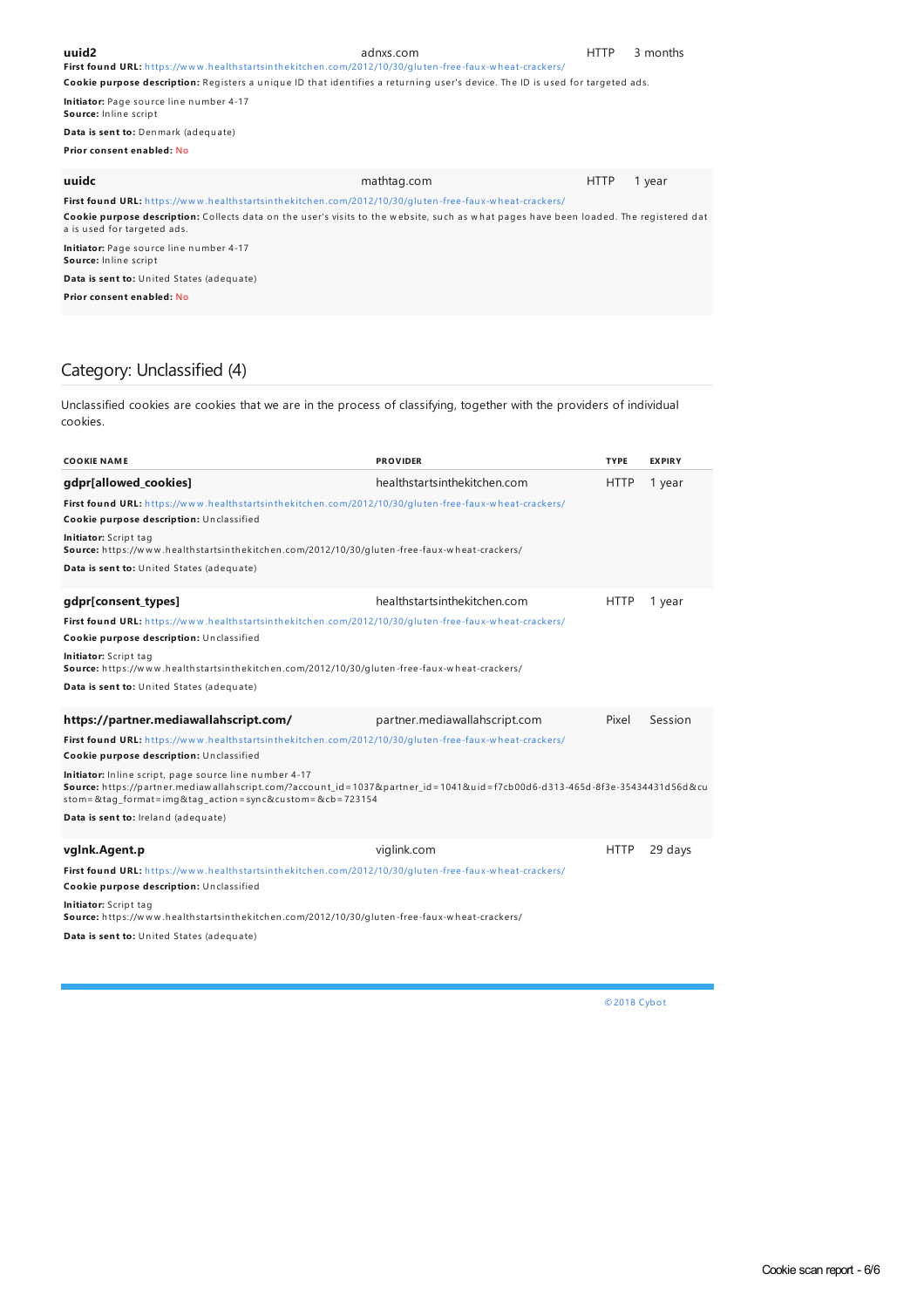**uuid2** adnxs.com HTTP 3 months

**First found URL:** https://www.healthstartsinthekitchen.com/2012/10/30/gluten-free-faux-wheat-crackers/

**Cookie purpose description:** Registers a unique ID that identifies a returning user's device. The ID is used for targeted ads.

**Initiator:** Page source line number 4-17
**Source:** Inline script

**Data is sent to:** Denmark (adequate)

**Prior consent enabled:** No

**uuidc** mathtag.com HTTP 1 year

**First found URL:** https://www.healthstartsinthekitchen.com/2012/10/30/gluten-free-faux-wheat-crackers/

**Cookie purpose description:** Collects data on the user's visits to the website, such as what pages have been loaded. The registered data is used for targeted ads.

**Initiator:** Page source line number 4-17
**Source:** Inline script

**Data is sent to:** United States (adequate)

**Prior consent enabled:** No

## Category: Unclassified (4)

Unclassified cookies are cookies that we are in the process of classifying, together with the providers of individual cookies.

| COOKIE NAME | PROVIDER | TYPE | EXPIRY |
|---|---|---|---|
| **gdpr[allowed_cookies]** | healthstartsinthekitchen.com | HTTP | 1 year |

**First found URL:** https://www.healthstartsinthekitchen.com/2012/10/30/gluten-free-faux-wheat-crackers/

**Cookie purpose description:** Unclassified

**Initiator:** Script tag
**Source:** https://www.healthstartsinthekitchen.com/2012/10/30/gluten-free-faux-wheat-crackers/

**Data is sent to:** United States (adequate)

| COOKIE NAME | PROVIDER | TYPE | EXPIRY |
|---|---|---|---|
| **gdpr[consent_types]** | healthstartsinthekitchen.com | HTTP | 1 year |

**First found URL:** https://www.healthstartsinthekitchen.com/2012/10/30/gluten-free-faux-wheat-crackers/

**Cookie purpose description:** Unclassified

**Initiator:** Script tag
**Source:** https://www.healthstartsinthekitchen.com/2012/10/30/gluten-free-faux-wheat-crackers/

**Data is sent to:** United States (adequate)

| COOKIE NAME | PROVIDER | TYPE | EXPIRY |
|---|---|---|---|
| **https://partner.mediawallahscript.com/** | partner.mediawallahscript.com | Pixel | Session |

**First found URL:** https://www.healthstartsinthekitchen.com/2012/10/30/gluten-free-faux-wheat-crackers/

**Cookie purpose description:** Unclassified

**Initiator:** Inline script, page source line number 4-17
**Source:** https://partner.mediawallahscript.com/?account_id=1037&partner_id=1041&uid=f7cb00d6-d313-465d-8f3e-35434431d56d&custom=&tag_format=img&tag_action=sync&custom=&cb=723154

**Data is sent to:** Ireland (adequate)

| COOKIE NAME | PROVIDER | TYPE | EXPIRY |
|---|---|---|---|
| **vglnk.Agent.p** | viglink.com | HTTP | 29 days |

**First found URL:** https://www.healthstartsinthekitchen.com/2012/10/30/gluten-free-faux-wheat-crackers/

**Cookie purpose description:** Unclassified

**Initiator:** Script tag
**Source:** https://www.healthstartsinthekitchen.com/2012/10/30/gluten-free-faux-wheat-crackers/

**Data is sent to:** United States (adequate)

©2018 Cybot